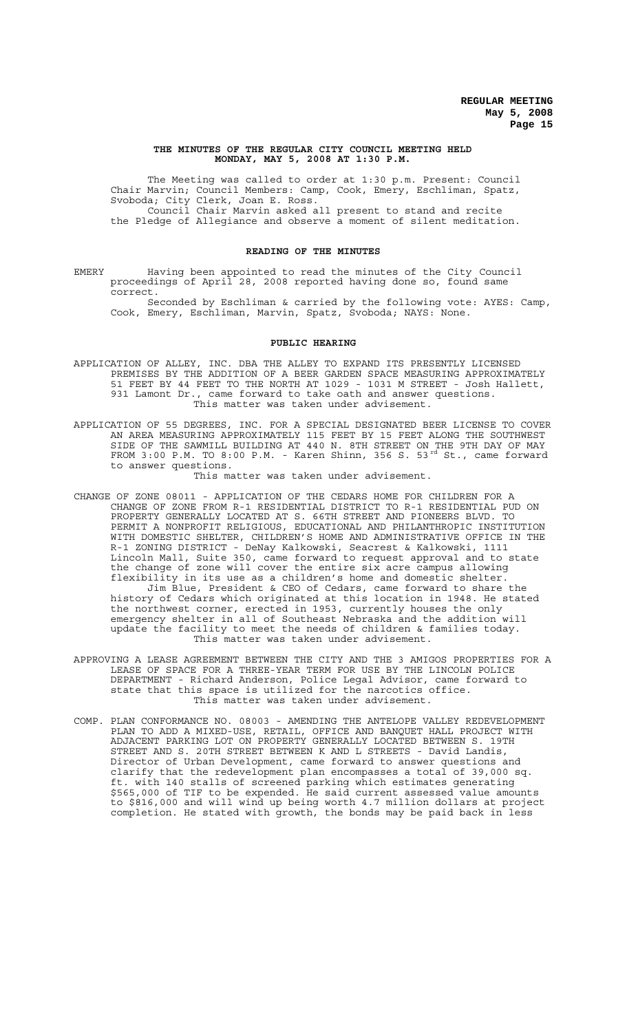**THE MINUTES OF THE REGULAR CITY COUNCIL MEETING HELD MONDAY, MAY 5, 2008 AT 1:30 P.M.**

The Meeting was called to order at 1:30 p.m. Present: Council Chair Marvin; Council Members: Camp, Cook, Emery, Eschliman, Spatz, Svoboda; City Clerk, Joan E. Ross.

Council Chair Marvin asked all present to stand and recite the Pledge of Allegiance and observe a moment of silent meditation.

## READING OF THE MINUTES

EMERY Having been appointed to read the minutes of the City Council proceedings of April 28, 2008 reported having done so, found same correct.

Seconded by Eschliman & carried by the following vote: AYES: Camp, Cook, Emery, Eschliman, Marvin, Spatz, Svoboda; NAYS: None.

## PUBLIC HEARING

APPLICATION OF ALLEY, INC. DBA THE ALLEY TO EXPAND ITS PRESENTLY LICENSED PREMISES BY THE ADDITION OF A BEER GARDEN SPACE MEASURING APPROXIMATELY 51 FEET BY 44 FEET TO THE NORTH AT 1029 - 1031 M STREET - Josh Hallett, 931 Lamont Dr., came forward to take oath and answer questions.

This matter was taken under advisement.

APPLICATION OF 55 DEGREES, INC. FOR A SPECIAL DESIGNATED BEER LICENSE TO COVER AN AREA MEASURING APPROXIMATELY 115 FEET BY 15 FEET ALONG THE SOUTHWEST SIDE OF THE SAWMILL BUILDING AT 440 N. 8TH STREET ON THE 9TH DAY OF MAY FROM 3:00 P.M. TO 8:00 P.M. - Karen Shinn, 356 S. 53rd St., came forward to answer questions.

This matter was taken under advisement.

CHANGE OF ZONE 08011 - APPLICATION OF THE CEDARS HOME FOR CHILDREN FOR A CHANGE OF ZONE FROM R-1 RESIDENTIAL DISTRICT TO R-1 RESIDENTIAL PUD ON PROPERTY GENERALLY LOCATED AT S. 66TH STREET AND PIONEERS BLVD. TO PERMIT A NONPROFIT RELIGIOUS, EDUCATIONAL AND PHILANTHROPIC INSTITUTION WITH DOMESTIC SHELTER, CHILDREN'S HOME AND ADMINISTRATIVE OFFICE IN THE R-1 ZONING DISTRICT - DeNay Kalkowski, Seacrest & Kalkowski, 1111 Lincoln Mall, Suite 350, came forward to request approval and to state the change of zone will cover the entire six acre campus allowing flexibility in its use as a children's home and domestic shelter.

Jim Blue, President & CEO of Cedars, came forward to share the history of Cedars which originated at this location in 1948. He stated the northwest corner, erected in 1953, currently houses the only emergency shelter in all of Southeast Nebraska and the addition will update the facility to meet the needs of children & families today.

This matter was taken under advisement.

APPROVING A LEASE AGREEMENT BETWEEN THE CITY AND THE 3 AMIGOS PROPERTIES FOR A LEASE OF SPACE FOR A THREE-YEAR TERM FOR USE BY THE LINCOLN POLICE DEPARTMENT - Richard Anderson, Police Legal Advisor, came forward to state that this space is utilized for the narcotics office.

This matter was taken under advisement.

COMP. PLAN CONFORMANCE NO. 08003 - AMENDING THE ANTELOPE VALLEY REDEVELOPMENT PLAN TO ADD A MIXED-USE, RETAIL, OFFICE AND BANQUET HALL PROJECT WITH ADJACENT PARKING LOT ON PROPERTY GENERALLY LOCATED BETWEEN S. 19TH STREET AND S. 20TH STREET BETWEEN K AND L STREETS - David Landis, Director of Urban Development, came forward to answer questions and clarify that the redevelopment plan encompasses a total of 39,000 sq. ft. with 140 stalls of screened parking which estimates generating $565,000 of TIF to be expended. He said current assessed value amounts to $816,000 and will wind up being worth 4.7 million dollars at project completion. He stated with growth, the bonds may be paid back in less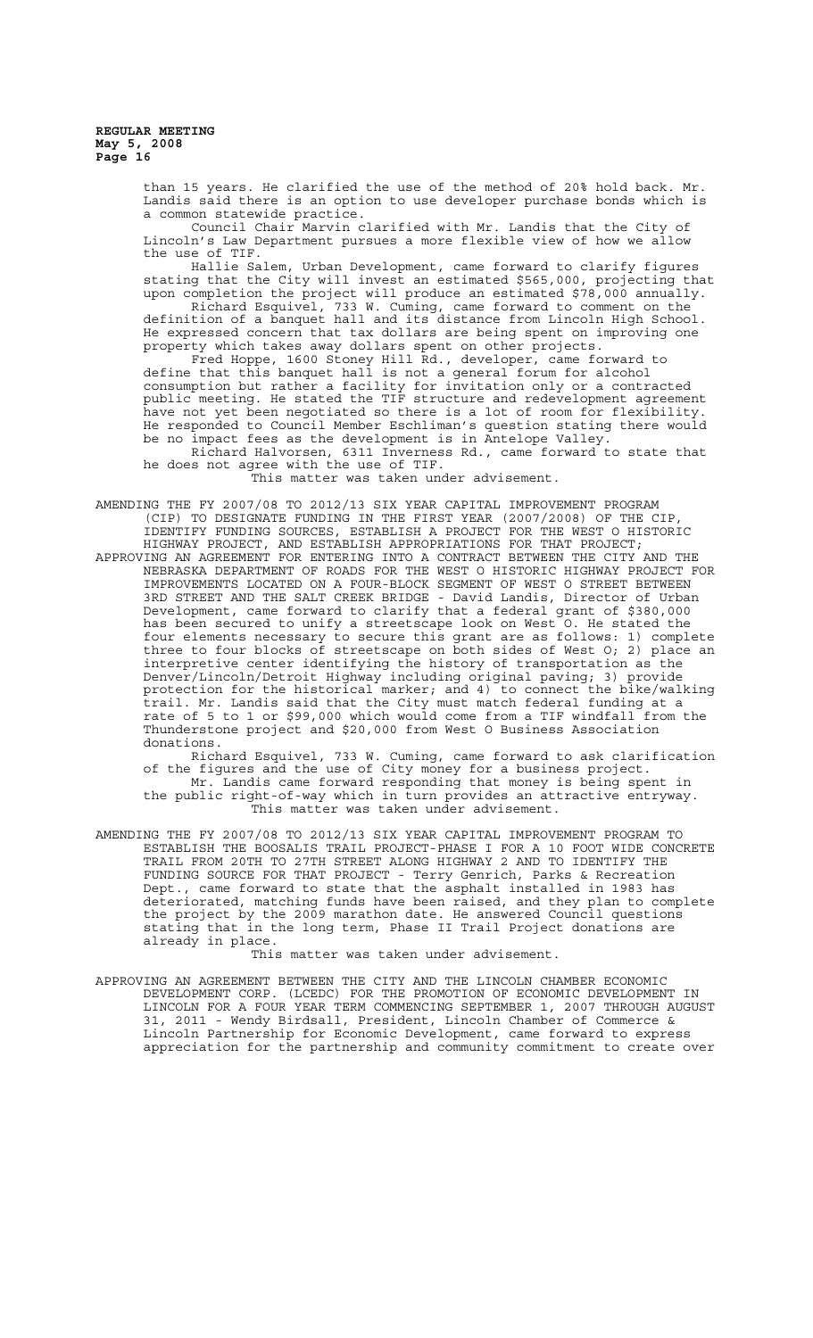than 15 years. He clarified the use of the method of 20% hold back. Mr. Landis said there is an option to use developer purchase bonds which is a common statewide practice.

Council Chair Marvin clarified with Mr. Landis that the City of Lincoln's Law Department pursues a more flexible view of how we allow the use of TIF.

Hallie Salem, Urban Development, came forward to clarify figures stating that the City will invest an estimated $565,000, projecting that upon completion the project will produce an estimated $78,000 annually.

Richard Esquivel, 733 W. Cuming, came forward to comment on the definition of a banquet hall and its distance from Lincoln High School. He expressed concern that tax dollars are being spent on improving one property which takes away dollars spent on other projects.

Fred Hoppe, 1600 Stoney Hill Rd., developer, came forward to define that this banquet hall is not a general forum for alcohol consumption but rather a facility for invitation only or a contracted public meeting. He stated the TIF structure and redevelopment agreement have not yet been negotiated so there is a lot of room for flexibility. He responded to Council Member Eschliman's question stating there would be no impact fees as the development is in Antelope Valley.

Richard Halvorsen, 6311 Inverness Rd., came forward to state that he does not agree with the use of TIF.

This matter was taken under advisement.

AMENDING THE FY 2007/08 TO 2012/13 SIX YEAR CAPITAL IMPROVEMENT PROGRAM (CIP) TO DESIGNATE FUNDING IN THE FIRST YEAR (2007/2008) OF THE CIP, IDENTIFY FUNDING SOURCES, ESTABLISH A PROJECT FOR THE WEST O HISTORIC HIGHWAY PROJECT, AND ESTABLISH APPROPRIATIONS FOR THAT PROJECT;

APPROVING AN AGREEMENT FOR ENTERING INTO A CONTRACT BETWEEN THE CITY AND THE NEBRASKA DEPARTMENT OF ROADS FOR THE WEST O HISTORIC HIGHWAY PROJECT FOR IMPROVEMENTS LOCATED ON A FOUR-BLOCK SEGMENT OF WEST O STREET BETWEEN 3RD STREET AND THE SALT CREEK BRIDGE - David Landis, Director of Urban Development, came forward to clarify that a federal grant of $380,000 has been secured to unify a streetscape look on West O. He stated the four elements necessary to secure this grant are as follows: 1) complete three to four blocks of streetscape on both sides of West O; 2) place an interpretive center identifying the history of transportation as the Denver/Lincoln/Detroit Highway including original paving; 3) provide protection for the historical marker; and 4) to connect the bike/walking trail. Mr. Landis said that the City must match federal funding at a rate of 5 to 1 or $99,000 which would come from a TIF windfall from the Thunderstone project and $20,000 from West O Business Association donations.

Richard Esquivel, 733 W. Cuming, came forward to ask clarification of the figures and the use of City money for a business project.

Mr. Landis came forward responding that money is being spent in the public right-of-way which in turn provides an attractive entryway.

This matter was taken under advisement.

AMENDING THE FY 2007/08 TO 2012/13 SIX YEAR CAPITAL IMPROVEMENT PROGRAM TO ESTABLISH THE BOOSALIS TRAIL PROJECT-PHASE I FOR A 10 FOOT WIDE CONCRETE TRAIL FROM 20TH TO 27TH STREET ALONG HIGHWAY 2 AND TO IDENTIFY THE FUNDING SOURCE FOR THAT PROJECT - Terry Genrich, Parks & Recreation Dept., came forward to state that the asphalt installed in 1983 has deteriorated, matching funds have been raised, and they plan to complete the project by the 2009 marathon date. He answered Council questions stating that in the long term, Phase II Trail Project donations are already in place.

This matter was taken under advisement.

APPROVING AN AGREEMENT BETWEEN THE CITY AND THE LINCOLN CHAMBER ECONOMIC DEVELOPMENT CORP. (LCEDC) FOR THE PROMOTION OF ECONOMIC DEVELOPMENT IN LINCOLN FOR A FOUR YEAR TERM COMMENCING SEPTEMBER 1, 2007 THROUGH AUGUST 31, 2011 - Wendy Birdsall, President, Lincoln Chamber of Commerce & Lincoln Partnership for Economic Development, came forward to express appreciation for the partnership and community commitment to create over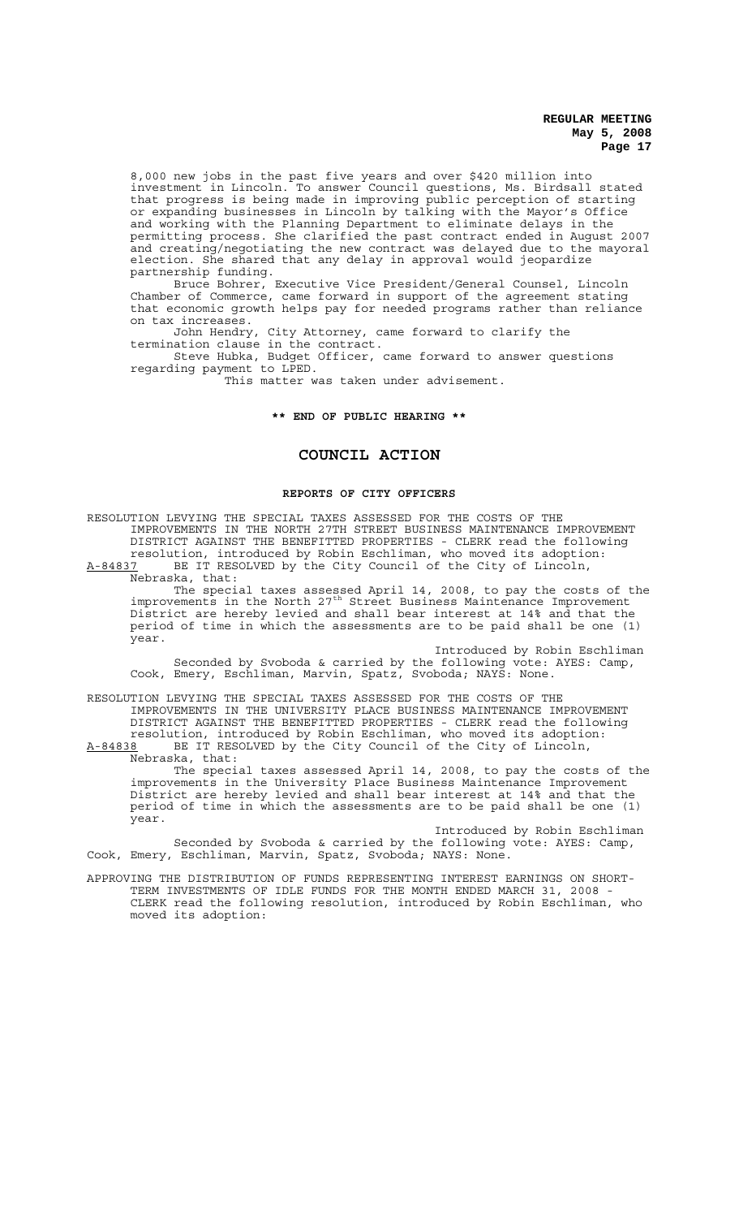8,000 new jobs in the past five years and over $420 million into investment in Lincoln. To answer Council questions, Ms. Birdsall stated that progress is being made in improving public perception of starting or expanding businesses in Lincoln by talking with the Mayor's Office and working with the Planning Department to eliminate delays in the permitting process. She clarified the past contract ended in August 2007 and creating/negotiating the new contract was delayed due to the mayoral election. She shared that any delay in approval would jeopardize partnership funding.

Bruce Bohrer, Executive Vice President/General Counsel, Lincoln Chamber of Commerce, came forward in support of the agreement stating that economic growth helps pay for needed programs rather than reliance on tax increases.

John Hendry, City Attorney, came forward to clarify the termination clause in the contract.

Steve Hubka, Budget Officer, came forward to answer questions regarding payment to LPED.

This matter was taken under advisement.

**\*\* END OF PUBLIC HEARING \*\***

## COUNCIL ACTION

### REPORTS OF CITY OFFICERS

RESOLUTION LEVYING THE SPECIAL TAXES ASSESSED FOR THE COSTS OF THE IMPROVEMENTS IN THE NORTH 27TH STREET BUSINESS MAINTENANCE IMPROVEMENT DISTRICT AGAINST THE BENEFITTED PROPERTIES - CLERK read the following resolution, introduced by Robin Eschliman, who moved its adoption:

A-84837 BE IT RESOLVED by the City Council of the City of Lincoln, Nebraska, that:

The special taxes assessed April 14, 2008, to pay the costs of the improvements in the North 27th Street Business Maintenance Improvement District are hereby levied and shall bear interest at 14% and that the period of time in which the assessments are to be paid shall be one (1) year.

Introduced by Robin Eschliman

Seconded by Svoboda & carried by the following vote: AYES: Camp, Cook, Emery, Eschliman, Marvin, Spatz, Svoboda; NAYS: None.

RESOLUTION LEVYING THE SPECIAL TAXES ASSESSED FOR THE COSTS OF THE IMPROVEMENTS IN THE UNIVERSITY PLACE BUSINESS MAINTENANCE IMPROVEMENT DISTRICT AGAINST THE BENEFITTED PROPERTIES - CLERK read the following resolution, introduced by Robin Eschliman, who moved its adoption:

A-84838 BE IT RESOLVED by the City Council of the City of Lincoln, Nebraska, that:

The special taxes assessed April 14, 2008, to pay the costs of the improvements in the University Place Business Maintenance Improvement District are hereby levied and shall bear interest at 14% and that the period of time in which the assessments are to be paid shall be one (1) year.

Introduced by Robin Eschliman

Seconded by Svoboda & carried by the following vote: AYES: Camp, Cook, Emery, Eschliman, Marvin, Spatz, Svoboda; NAYS: None.

APPROVING THE DISTRIBUTION OF FUNDS REPRESENTING INTEREST EARNINGS ON SHORT-TERM INVESTMENTS OF IDLE FUNDS FOR THE MONTH ENDED MARCH 31, 2008 - CLERK read the following resolution, introduced by Robin Eschliman, who moved its adoption: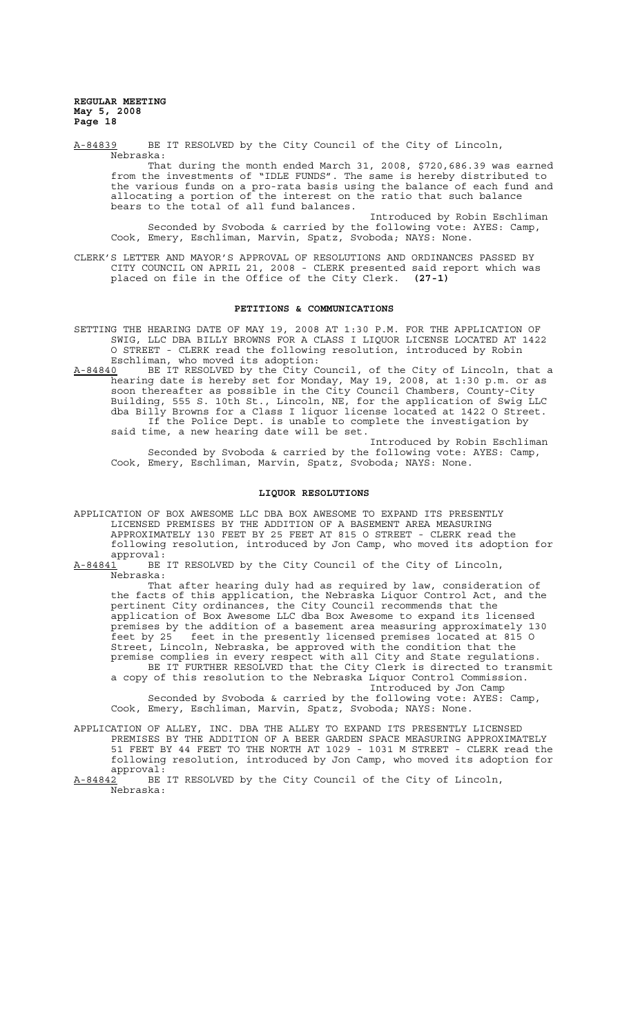A-84839 BE IT RESOLVED by the City Council of the City of Lincoln, Nebraska:

That during the month ended March 31, 2008, $720,686.39 was earned from the investments of "IDLE FUNDS". The same is hereby distributed to the various funds on a pro-rata basis using the balance of each fund and allocating a portion of the interest on the ratio that such balance bears to the total of all fund balances.

Introduced by Robin Eschliman

Seconded by Svoboda & carried by the following vote: AYES: Camp, Cook, Emery, Eschliman, Marvin, Spatz, Svoboda; NAYS: None.

CLERK'S LETTER AND MAYOR'S APPROVAL OF RESOLUTIONS AND ORDINANCES PASSED BY CITY COUNCIL ON APRIL 21, 2008 - CLERK presented said report which was placed on file in the Office of the City Clerk. **(27-1)**

## PETITIONS & COMMUNICATIONS

SETTING THE HEARING DATE OF MAY 19, 2008 AT 1:30 P.M. FOR THE APPLICATION OF SWIG, LLC DBA BILLY BROWNS FOR A CLASS I LIQUOR LICENSE LOCATED AT 1422 O STREET - CLERK read the following resolution, introduced by Robin Eschliman, who moved its adoption:

A-84840 BE IT RESOLVED by the City Council, of the City of Lincoln, that a hearing date is hereby set for Monday, May 19, 2008, at 1:30 p.m. or as soon thereafter as possible in the City Council Chambers, County-City Building, 555 S. 10th St., Lincoln, NE, for the application of Swig LLC dba Billy Browns for a Class I liquor license located at 1422 O Street.

If the Police Dept. is unable to complete the investigation by said time, a new hearing date will be set.

Introduced by Robin Eschliman

Seconded by Svoboda & carried by the following vote: AYES: Camp, Cook, Emery, Eschliman, Marvin, Spatz, Svoboda; NAYS: None.

## LIQUOR RESOLUTIONS

APPLICATION OF BOX AWESOME LLC DBA BOX AWESOME TO EXPAND ITS PRESENTLY LICENSED PREMISES BY THE ADDITION OF A BASEMENT AREA MEASURING APPROXIMATELY 130 FEET BY 25 FEET AT 815 O STREET - CLERK read the following resolution, introduced by Jon Camp, who moved its adoption for approval:

A-84841 BE IT RESOLVED by the City Council of the City of Lincoln, Nebraska:

That after hearing duly had as required by law, consideration of the facts of this application, the Nebraska Liquor Control Act, and the pertinent City ordinances, the City Council recommends that the application of Box Awesome LLC dba Box Awesome to expand its licensed premises by the addition of a basement area measuring approximately 130 feet by 25 feet in the presently licensed premises located at 815 O Street, Lincoln, Nebraska, be approved with the condition that the premise complies in every respect with all City and State regulations.

BE IT FURTHER RESOLVED that the City Clerk is directed to transmit a copy of this resolution to the Nebraska Liquor Control Commission.

Introduced by Jon Camp

Seconded by Svoboda & carried by the following vote: AYES: Camp, Cook, Emery, Eschliman, Marvin, Spatz, Svoboda; NAYS: None.

APPLICATION OF ALLEY, INC. DBA THE ALLEY TO EXPAND ITS PRESENTLY LICENSED PREMISES BY THE ADDITION OF A BEER GARDEN SPACE MEASURING APPROXIMATELY 51 FEET BY 44 FEET TO THE NORTH AT 1029 - 1031 M STREET - CLERK read the following resolution, introduced by Jon Camp, who moved its adoption for approval:

A-84842 BE IT RESOLVED by the City Council of the City of Lincoln, Nebraska: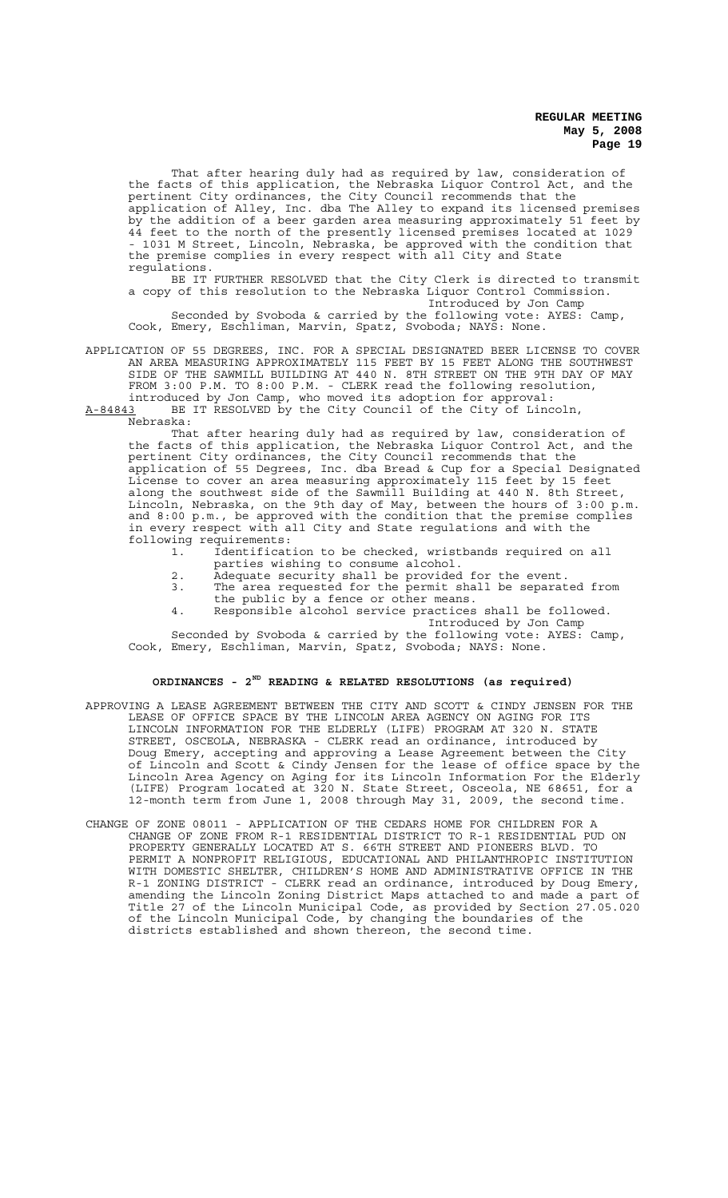That after hearing duly had as required by law, consideration of the facts of this application, the Nebraska Liquor Control Act, and the pertinent City ordinances, the City Council recommends that the application of Alley, Inc. dba The Alley to expand its licensed premises by the addition of a beer garden area measuring approximately 51 feet by 44 feet to the north of the presently licensed premises located at 1029 - 1031 M Street, Lincoln, Nebraska, be approved with the condition that the premise complies in every respect with all City and State regulations.

BE IT FURTHER RESOLVED that the City Clerk is directed to transmit a copy of this resolution to the Nebraska Liquor Control Commission.

Introduced by Jon Camp

Seconded by Svoboda & carried by the following vote: AYES: Camp, Cook, Emery, Eschliman, Marvin, Spatz, Svoboda; NAYS: None.

APPLICATION OF 55 DEGREES, INC. FOR A SPECIAL DESIGNATED BEER LICENSE TO COVER AN AREA MEASURING APPROXIMATELY 115 FEET BY 15 FEET ALONG THE SOUTHWEST SIDE OF THE SAWMILL BUILDING AT 440 N. 8TH STREET ON THE 9TH DAY OF MAY FROM 3:00 P.M. TO 8:00 P.M. - CLERK read the following resolution, introduced by Jon Camp, who moved its adoption for approval:

A-84843 BE IT RESOLVED by the City Council of the City of Lincoln, Nebraska:

That after hearing duly had as required by law, consideration of the facts of this application, the Nebraska Liquor Control Act, and the pertinent City ordinances, the City Council recommends that the application of 55 Degrees, Inc. dba Bread & Cup for a Special Designated License to cover an area measuring approximately 115 feet by 15 feet along the southwest side of the Sawmill Building at 440 N. 8th Street, Lincoln, Nebraska, on the 9th day of May, between the hours of 3:00 p.m. and 8:00 p.m., be approved with the condition that the premise complies in every respect with all City and State regulations and with the following requirements:

1. Identification to be checked, wristbands required on all parties wishing to consume alcohol.
2. Adequate security shall be provided for the event.
3. The area requested for the permit shall be separated from the public by a fence or other means.
4. Responsible alcohol service practices shall be followed.

Introduced by Jon Camp

Seconded by Svoboda & carried by the following vote: AYES: Camp, Cook, Emery, Eschliman, Marvin, Spatz, Svoboda; NAYS: None.

## ORDINANCES - 2ND READING & RELATED RESOLUTIONS (as required)

APPROVING A LEASE AGREEMENT BETWEEN THE CITY AND SCOTT & CINDY JENSEN FOR THE LEASE OF OFFICE SPACE BY THE LINCOLN AREA AGENCY ON AGING FOR ITS LINCOLN INFORMATION FOR THE ELDERLY (LIFE) PROGRAM AT 320 N. STATE STREET, OSCEOLA, NEBRASKA - CLERK read an ordinance, introduced by Doug Emery, accepting and approving a Lease Agreement between the City of Lincoln and Scott & Cindy Jensen for the lease of office space by the Lincoln Area Agency on Aging for its Lincoln Information For the Elderly (LIFE) Program located at 320 N. State Street, Osceola, NE 68651, for a 12-month term from June 1, 2008 through May 31, 2009, the second time.

CHANGE OF ZONE 08011 - APPLICATION OF THE CEDARS HOME FOR CHILDREN FOR A CHANGE OF ZONE FROM R-1 RESIDENTIAL DISTRICT TO R-1 RESIDENTIAL PUD ON PROPERTY GENERALLY LOCATED AT S. 66TH STREET AND PIONEERS BLVD. TO PERMIT A NONPROFIT RELIGIOUS, EDUCATIONAL AND PHILANTHROPIC INSTITUTION WITH DOMESTIC SHELTER, CHILDREN'S HOME AND ADMINISTRATIVE OFFICE IN THE R-1 ZONING DISTRICT - CLERK read an ordinance, introduced by Doug Emery, amending the Lincoln Zoning District Maps attached to and made a part of Title 27 of the Lincoln Municipal Code, as provided by Section 27.05.020 of the Lincoln Municipal Code, by changing the boundaries of the districts established and shown thereon, the second time.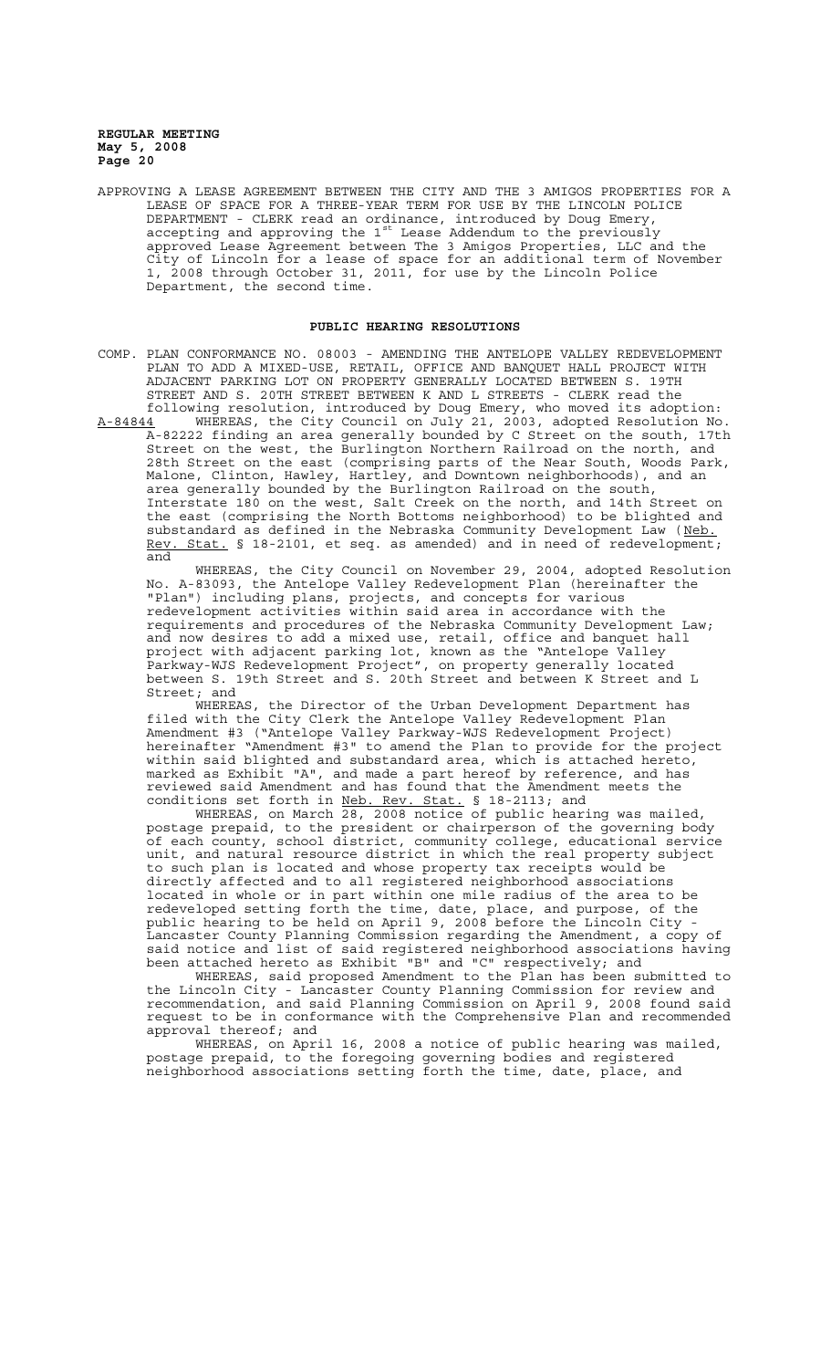APPROVING A LEASE AGREEMENT BETWEEN THE CITY AND THE 3 AMIGOS PROPERTIES FOR A LEASE OF SPACE FOR A THREE-YEAR TERM FOR USE BY THE LINCOLN POLICE DEPARTMENT - CLERK read an ordinance, introduced by Doug Emery, accepting and approving the 1st Lease Addendum to the previously approved Lease Agreement between The 3 Amigos Properties, LLC and the City of Lincoln for a lease of space for an additional term of November 1, 2008 through October 31, 2011, for use by the Lincoln Police Department, the second time.

## PUBLIC HEARING RESOLUTIONS

COMP. PLAN CONFORMANCE NO. 08003 - AMENDING THE ANTELOPE VALLEY REDEVELOPMENT PLAN TO ADD A MIXED-USE, RETAIL, OFFICE AND BANQUET HALL PROJECT WITH ADJACENT PARKING LOT ON PROPERTY GENERALLY LOCATED BETWEEN S. 19TH STREET AND S. 20TH STREET BETWEEN K AND L STREETS - CLERK read the following resolution, introduced by Doug Emery, who moved its adoption:

A-84844 WHEREAS, the City Council on July 21, 2003, adopted Resolution No. A-82222 finding an area generally bounded by C Street on the south, 17th Street on the west, the Burlington Northern Railroad on the north, and 28th Street on the east (comprising parts of the Near South, Woods Park, Malone, Clinton, Hawley, Hartley, and Downtown neighborhoods), and an area generally bounded by the Burlington Railroad on the south, Interstate 180 on the west, Salt Creek on the north, and 14th Street on the east (comprising the North Bottoms neighborhood) to be blighted and substandard as defined in the Nebraska Community Development Law (Neb. Rev. Stat. § 18-2101, et seq. as amended) and in need of redevelopment; and

WHEREAS, the City Council on November 29, 2004, adopted Resolution No. A-83093, the Antelope Valley Redevelopment Plan (hereinafter the "Plan") including plans, projects, and concepts for various redevelopment activities within said area in accordance with the requirements and procedures of the Nebraska Community Development Law; and now desires to add a mixed use, retail, office and banquet hall project with adjacent parking lot, known as the "Antelope Valley Parkway-WJS Redevelopment Project", on property generally located between S. 19th Street and S. 20th Street and between K Street and L Street; and

WHEREAS, the Director of the Urban Development Department has filed with the City Clerk the Antelope Valley Redevelopment Plan Amendment #3 ("Antelope Valley Parkway-WJS Redevelopment Project) hereinafter "Amendment #3" to amend the Plan to provide for the project within said blighted and substandard area, which is attached hereto, marked as Exhibit "A", and made a part hereof by reference, and has reviewed said Amendment and has found that the Amendment meets the conditions set forth in Neb. Rev. Stat. § 18-2113; and

WHEREAS, on March 28, 2008 notice of public hearing was mailed, postage prepaid, to the president or chairperson of the governing body of each county, school district, community college, educational service unit, and natural resource district in which the real property subject to such plan is located and whose property tax receipts would be directly affected and to all registered neighborhood associations located in whole or in part within one mile radius of the area to be redeveloped setting forth the time, date, place, and purpose, of the public hearing to be held on April 9, 2008 before the Lincoln City - Lancaster County Planning Commission regarding the Amendment, a copy of said notice and list of said registered neighborhood associations having been attached hereto as Exhibit "B" and "C" respectively; and

WHEREAS, said proposed Amendment to the Plan has been submitted to the Lincoln City - Lancaster County Planning Commission for review and recommendation, and said Planning Commission on April 9, 2008 found said request to be in conformance with the Comprehensive Plan and recommended approval thereof; and

WHEREAS, on April 16, 2008 a notice of public hearing was mailed, postage prepaid, to the foregoing governing bodies and registered neighborhood associations setting forth the time, date, place, and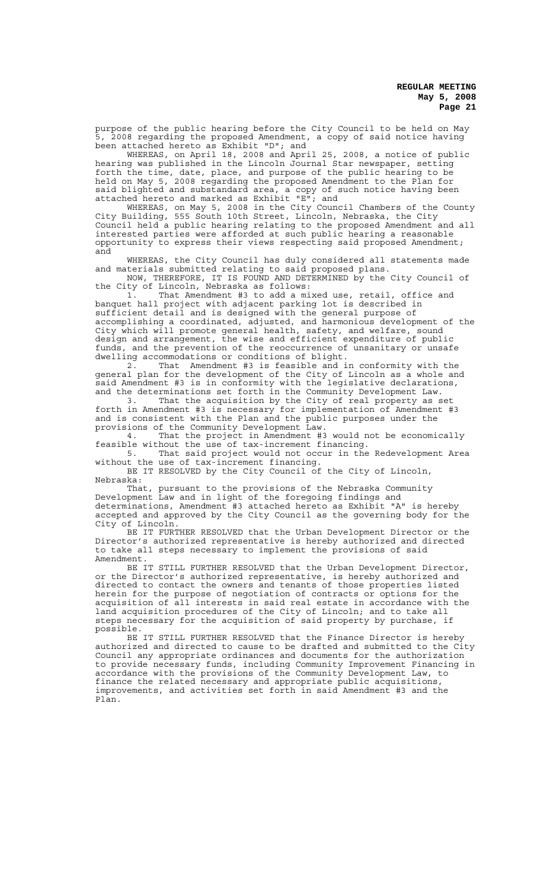purpose of the public hearing before the City Council to be held on May 5, 2008 regarding the proposed Amendment, a copy of said notice having been attached hereto as Exhibit "D"; and

WHEREAS, on April 18, 2008 and April 25, 2008, a notice of public hearing was published in the Lincoln Journal Star newspaper, setting forth the time, date, place, and purpose of the public hearing to be held on May 5, 2008 regarding the proposed Amendment to the Plan for said blighted and substandard area, a copy of such notice having been attached hereto and marked as Exhibit "E"; and

WHEREAS, on May 5, 2008 in the City Council Chambers of the County City Building, 555 South 10th Street, Lincoln, Nebraska, the City Council held a public hearing relating to the proposed Amendment and all interested parties were afforded at such public hearing a reasonable opportunity to express their views respecting said proposed Amendment; and

WHEREAS, the City Council has duly considered all statements made and materials submitted relating to said proposed plans.

NOW, THEREFORE, IT IS FOUND AND DETERMINED by the City Council of the City of Lincoln, Nebraska as follows:

1. That Amendment #3 to add a mixed use, retail, office and banquet hall project with adjacent parking lot is described in sufficient detail and is designed with the general purpose of accomplishing a coordinated, adjusted, and harmonious development of the City which will promote general health, safety, and welfare, sound design and arrangement, the wise and efficient expenditure of public funds, and the prevention of the reoccurrence of unsanitary or unsafe dwelling accommodations or conditions of blight.

2. That Amendment #3 is feasible and in conformity with the general plan for the development of the City of Lincoln as a whole and said Amendment #3 is in conformity with the legislative declarations, and the determinations set forth in the Community Development Law.

3. That the acquisition by the City of real property as set forth in Amendment #3 is necessary for implementation of Amendment #3 and is consistent with the Plan and the public purposes under the provisions of the Community Development Law.

4. That the project in Amendment #3 would not be economically feasible without the use of tax-increment financing.

5. That said project would not occur in the Redevelopment Area without the use of tax-increment financing.

BE IT RESOLVED by the City Council of the City of Lincoln, Nebraska:

That, pursuant to the provisions of the Nebraska Community Development Law and in light of the foregoing findings and determinations, Amendment #3 attached hereto as Exhibit "A" is hereby accepted and approved by the City Council as the governing body for the City of Lincoln.

BE IT FURTHER RESOLVED that the Urban Development Director or the Director's authorized representative is hereby authorized and directed to take all steps necessary to implement the provisions of said Amendment.

BE IT STILL FURTHER RESOLVED that the Urban Development Director, or the Director's authorized representative, is hereby authorized and directed to contact the owners and tenants of those properties listed herein for the purpose of negotiation of contracts or options for the acquisition of all interests in said real estate in accordance with the land acquisition procedures of the City of Lincoln; and to take all steps necessary for the acquisition of said property by purchase, if possible.

BE IT STILL FURTHER RESOLVED that the Finance Director is hereby authorized and directed to cause to be drafted and submitted to the City Council any appropriate ordinances and documents for the authorization to provide necessary funds, including Community Improvement Financing in accordance with the provisions of the Community Development Law, to finance the related necessary and appropriate public acquisitions, improvements, and activities set forth in said Amendment #3 and the Plan.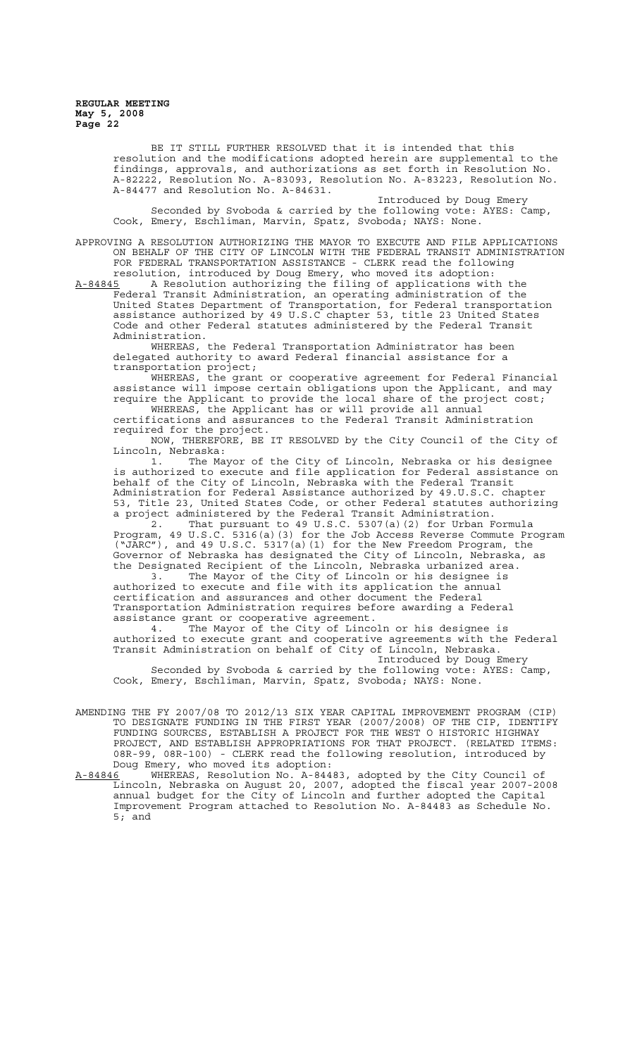BE IT STILL FURTHER RESOLVED that it is intended that this resolution and the modifications adopted herein are supplemental to the findings, approvals, and authorizations as set forth in Resolution No. A-82222, Resolution No. A-83093, Resolution No. A-83223, Resolution No. A-84477 and Resolution No. A-84631.

Introduced by Doug Emery

Seconded by Svoboda & carried by the following vote: AYES: Camp, Cook, Emery, Eschliman, Marvin, Spatz, Svoboda; NAYS: None.

APPROVING A RESOLUTION AUTHORIZING THE MAYOR TO EXECUTE AND FILE APPLICATIONS ON BEHALF OF THE CITY OF LINCOLN WITH THE FEDERAL TRANSIT ADMINISTRATION FOR FEDERAL TRANSPORTATION ASSISTANCE - CLERK read the following resolution, introduced by Doug Emery, who moved its adoption:

A-84845 A Resolution authorizing the filing of applications with the Federal Transit Administration, an operating administration of the United States Department of Transportation, for Federal transportation assistance authorized by 49 U.S.C chapter 53, title 23 United States Code and other Federal statutes administered by the Federal Transit Administration.

WHEREAS, the Federal Transportation Administrator has been delegated authority to award Federal financial assistance for a transportation project;

WHEREAS, the grant or cooperative agreement for Federal Financial assistance will impose certain obligations upon the Applicant, and may require the Applicant to provide the local share of the project cost;

WHEREAS, the Applicant has or will provide all annual certifications and assurances to the Federal Transit Administration required for the project.

NOW, THEREFORE, BE IT RESOLVED by the City Council of the City of Lincoln, Nebraska:

1. The Mayor of the City of Lincoln, Nebraska or his designee is authorized to execute and file application for Federal assistance on behalf of the City of Lincoln, Nebraska with the Federal Transit Administration for Federal Assistance authorized by 49.U.S.C. chapter 53, Title 23, United States Code, or other Federal statutes authorizing a project administered by the Federal Transit Administration.

2. That pursuant to 49 U.S.C. 5307(a)(2) for Urban Formula Program, 49 U.S.C. 5316(a)(3) for the Job Access Reverse Commute Program ("JARC"), and 49 U.S.C. 5317(a)(1) for the New Freedom Program, the Governor of Nebraska has designated the City of Lincoln, Nebraska, as the Designated Recipient of the Lincoln, Nebraska urbanized area.

3. The Mayor of the City of Lincoln or his designee is authorized to execute and file with its application the annual certification and assurances and other document the Federal Transportation Administration requires before awarding a Federal assistance grant or cooperative agreement.

4. The Mayor of the City of Lincoln or his designee is authorized to execute grant and cooperative agreements with the Federal Transit Administration on behalf of City of Lincoln, Nebraska.

Introduced by Doug Emery

Seconded by Svoboda & carried by the following vote: AYES: Camp, Cook, Emery, Eschliman, Marvin, Spatz, Svoboda; NAYS: None.

AMENDING THE FY 2007/08 TO 2012/13 SIX YEAR CAPITAL IMPROVEMENT PROGRAM (CIP) TO DESIGNATE FUNDING IN THE FIRST YEAR (2007/2008) OF THE CIP, IDENTIFY FUNDING SOURCES, ESTABLISH A PROJECT FOR THE WEST O HISTORIC HIGHWAY PROJECT, AND ESTABLISH APPROPRIATIONS FOR THAT PROJECT. (RELATED ITEMS: 08R-99, 08R-100) - CLERK read the following resolution, introduced by Doug Emery, who moved its adoption:

A-84846 WHEREAS, Resolution No. A-84483, adopted by the City Council of Lincoln, Nebraska on August 20, 2007, adopted the fiscal year 2007-2008 annual budget for the City of Lincoln and further adopted the Capital Improvement Program attached to Resolution No. A-84483 as Schedule No. 5; and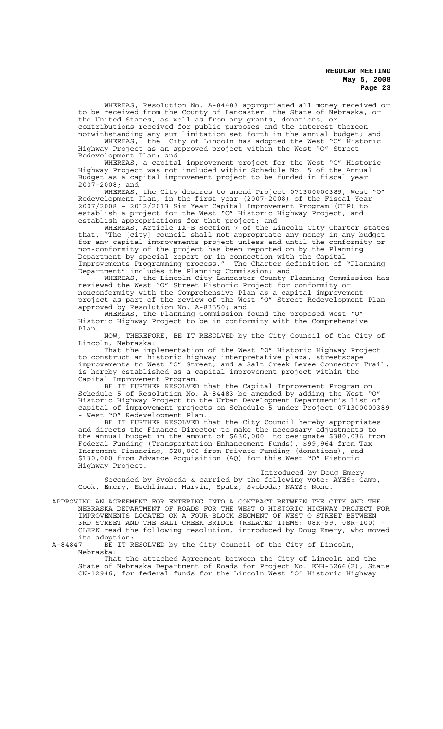WHEREAS, Resolution No. A-84483 appropriated all money received or to be received from the County of Lancaster, the State of Nebraska, or the United States, as well as from any grants, donations, or contributions received for public purposes and the interest thereon notwithstanding any sum limitation set forth in the annual budget; and

WHEREAS, the City of Lincoln has adopted the West "O" Historic Highway Project as an approved project within the West "O" Street Redevelopment Plan; and

WHEREAS, a capital improvement project for the West "O" Historic Highway Project was not included within Schedule No. 5 of the Annual Budget as a capital improvement project to be funded in fiscal year 2007-2008; and

WHEREAS, the City desires to amend Project 071300000389, West "O" Redevelopment Plan, in the first year (2007-2008) of the Fiscal Year 2007/2008 – 2012/2013 Six Year Capital Improvement Program (CIP) to establish a project for the West "O" Historic Highway Project, and establish appropriations for that project; and

WHEREAS, Article IX-B Section 7 of the Lincoln City Charter states that, "The [city] council shall not appropriate any money in any budget for any capital improvements project unless and until the conformity or non-conformity of the project has been reported on by the Planning Department by special report or in connection with the Capital Improvements Programming process." The Charter definition of "Planning Department" includes the Planning Commission; and

WHEREAS, the Lincoln City-Lancaster County Planning Commission has reviewed the West "O" Street Historic Project for conformity or nonconformity with the Comprehensive Plan as a capital improvement project as part of the review of the West "O" Street Redevelopment Plan approved by Resolution No. A-83550; and

WHEREAS, the Planning Commission found the proposed West "O" Historic Highway Project to be in conformity with the Comprehensive Plan.

NOW, THEREFORE, BE IT RESOLVED by the City Council of the City of Lincoln, Nebraska:

That the implementation of the West "O" Historic Highway Project to construct an historic highway interpretative plaza, streetscape improvements to West "O" Street, and a Salt Creek Levee Connector Trail, is hereby established as a capital improvement project within the Capital Improvement Program.

BE IT FURTHER RESOLVED that the Capital Improvement Program on Schedule 5 of Resolution No. A-84483 be amended by adding the West "O" Historic Highway Project to the Urban Development Department's list of capital of improvement projects on Schedule 5 under Project 071300000389 - West "O" Redevelopment Plan.

BE IT FURTHER RESOLVED that the City Council hereby appropriates and directs the Finance Director to make the necessary adjustments to the annual budget in the amount of $630,000 to designate $380,036 from Federal Funding (Transportation Enhancement Funds), $99,964 from Tax Increment Financing, $20,000 from Private Funding (donations), and $130,000 from Advance Acquisition (AQ) for this West "O" Historic Highway Project.

Introduced by Doug Emery

Seconded by Svoboda & carried by the following vote: AYES: Camp, Cook, Emery, Eschliman, Marvin, Spatz, Svoboda; NAYS: None.

APPROVING AN AGREEMENT FOR ENTERING INTO A CONTRACT BETWEEN THE CITY AND THE NEBRASKA DEPARTMENT OF ROADS FOR THE WEST O HISTORIC HIGHWAY PROJECT FOR IMPROVEMENTS LOCATED ON A FOUR-BLOCK SEGMENT OF WEST O STREET BETWEEN 3RD STREET AND THE SALT CREEK BRIDGE (RELATED ITEMS: 08R-99, 08R-100) - CLERK read the following resolution, introduced by Doug Emery, who moved its adoption:

A-84847 BE IT RESOLVED by the City Council of the City of Lincoln, Nebraska:

That the attached Agreement between the City of Lincoln and the State of Nebraska Department of Roads for Project No. ENH-5266(2), State CN-12946, for federal funds for the Lincoln West "O" Historic Highway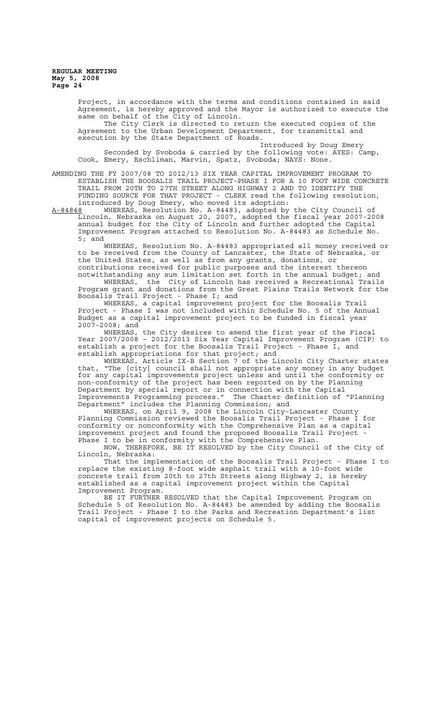Project, in accordance with the terms and conditions contained in said Agreement, is hereby approved and the Mayor is authorized to execute the same on behalf of the City of Lincoln.

The City Clerk is directed to return the executed copies of the Agreement to the Urban Development Department, for transmittal and execution by the State Department of Roads.

Introduced by Doug Emery

Seconded by Svoboda & carried by the following vote: AYES: Camp, Cook, Emery, Eschliman, Marvin, Spatz, Svoboda; NAYS: None.

AMENDING THE FY 2007/08 TO 2012/13 SIX YEAR CAPITAL IMPROVEMENT PROGRAM TO ESTABLISH THE BOOSALIS TRAIL PROJECT-PHASE I FOR A 10 FOOT WIDE CONCRETE TRAIL FROM 20TH TO 27TH STREET ALONG HIGHWAY 2 AND TO IDENTIFY THE FUNDING SOURCE FOR THAT PROJECT - CLERK read the following resolution, introduced by Doug Emery, who moved its adoption:

A-84848 WHEREAS, Resolution No. A-84483, adopted by the City Council of Lincoln, Nebraska on August 20, 2007, adopted the fiscal year 2007-2008 annual budget for the City of Lincoln and further adopted the Capital Improvement Program attached to Resolution No. A-84483 as Schedule No. 5; and

WHEREAS, Resolution No. A-84483 appropriated all money received or to be received from the County of Lancaster, the State of Nebraska, or the United States, as well as from any grants, donations, or contributions received for public purposes and the interest thereon notwithstanding any sum limitation set forth in the annual budget; and

WHEREAS, the City of Lincoln has received a Recreational Trails Program grant and donations from the Great Plains Trails Network for the Boosalis Trail Project - Phase I; and

WHEREAS, a capital improvement project for the Boosalis Trail Project - Phase I was not included within Schedule No. 5 of the Annual Budget as a capital improvement project to be funded in fiscal year 2007-2008; and

WHEREAS, the City desires to amend the first year of the Fiscal Year 2007/2008 – 2012/2013 Six Year Capital Improvement Program (CIP) to establish a project for the Boosalis Trail Project - Phase I, and establish appropriations for that project; and

WHEREAS, Article IX-B Section 7 of the Lincoln City Charter states that, "The [city] council shall not appropriate any money in any budget for any capital improvements project unless and until the conformity or non-conformity of the project has been reported on by the Planning Department by special report or in connection with the Capital Improvements Programming process." The Charter definition of "Planning Department" includes the Planning Commission; and

WHEREAS, on April 9, 2008 the Lincoln City-Lancaster County Planning Commission reviewed the Boosalis Trail Project - Phase I for conformity or nonconformity with the Comprehensive Plan as a capital improvement project and found the proposed Boosalis Trail Project - Phase I to be in conformity with the Comprehensive Plan.

NOW, THEREFORE, BE IT RESOLVED by the City Council of the City of Lincoln, Nebraska:

That the implementation of the Boosalis Trail Project - Phase I to replace the existing 8-foot wide asphalt trail with a 10-foot wide concrete trail from 20th to 27th Streets along Highway 2, is hereby established as a capital improvement project within the Capital Improvement Program.

BE IT FURTHER RESOLVED that the Capital Improvement Program on Schedule 5 of Resolution No. A-84483 be amended by adding the Boosalis Trail Project - Phase I to the Parks and Recreation Department's list capital of improvement projects on Schedule 5.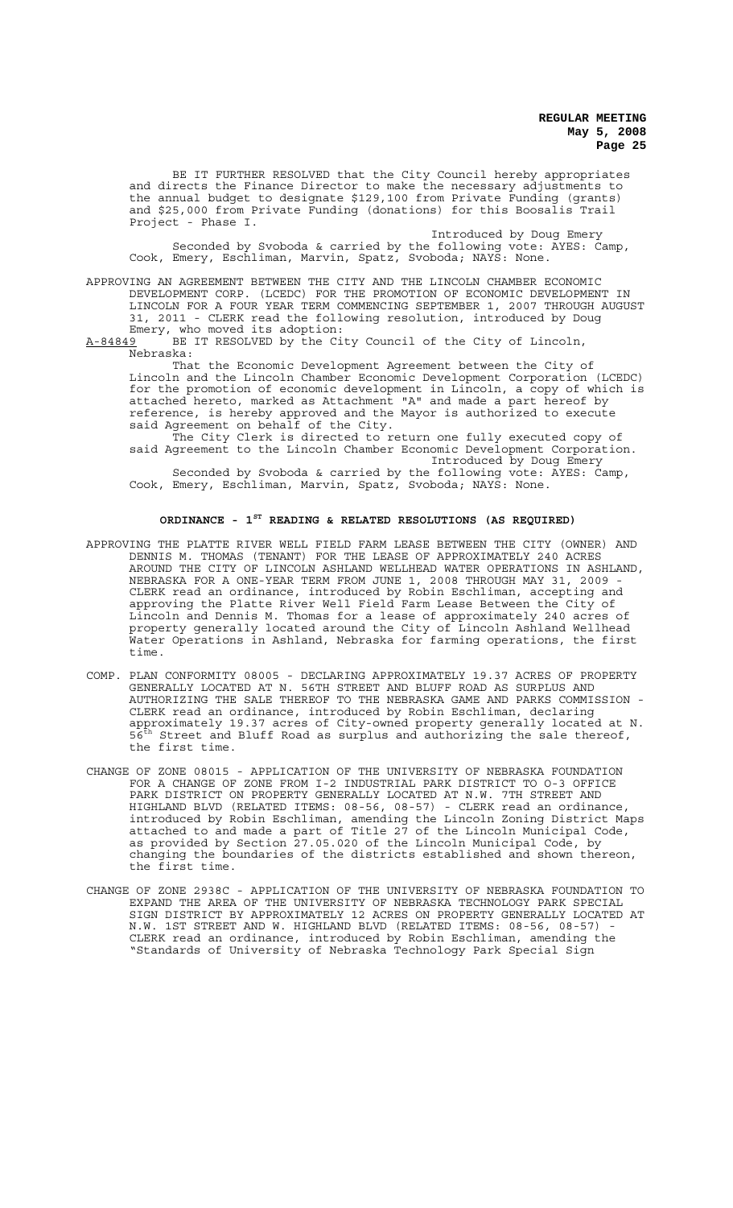BE IT FURTHER RESOLVED that the City Council hereby appropriates and directs the Finance Director to make the necessary adjustments to the annual budget to designate $129,100 from Private Funding (grants) and $25,000 from Private Funding (donations) for this Boosalis Trail Project - Phase I.

Introduced by Doug Emery

Seconded by Svoboda & carried by the following vote: AYES: Camp, Cook, Emery, Eschliman, Marvin, Spatz, Svoboda; NAYS: None.

APPROVING AN AGREEMENT BETWEEN THE CITY AND THE LINCOLN CHAMBER ECONOMIC DEVELOPMENT CORP. (LCEDC) FOR THE PROMOTION OF ECONOMIC DEVELOPMENT IN LINCOLN FOR A FOUR YEAR TERM COMMENCING SEPTEMBER 1, 2007 THROUGH AUGUST 31, 2011 - CLERK read the following resolution, introduced by Doug Emery, who moved its adoption:

A-84849 BE IT RESOLVED by the City Council of the City of Lincoln, Nebraska:

That the Economic Development Agreement between the City of Lincoln and the Lincoln Chamber Economic Development Corporation (LCEDC) for the promotion of economic development in Lincoln, a copy of which is attached hereto, marked as Attachment "A" and made a part hereof by reference, is hereby approved and the Mayor is authorized to execute said Agreement on behalf of the City.

The City Clerk is directed to return one fully executed copy of said Agreement to the Lincoln Chamber Economic Development Corporation.

Introduced by Doug Emery

Seconded by Svoboda & carried by the following vote: AYES: Camp, Cook, Emery, Eschliman, Marvin, Spatz, Svoboda; NAYS: None.

## ORDINANCE - 1ST READING & RELATED RESOLUTIONS (AS REQUIRED)

APPROVING THE PLATTE RIVER WELL FIELD FARM LEASE BETWEEN THE CITY (OWNER) AND DENNIS M. THOMAS (TENANT) FOR THE LEASE OF APPROXIMATELY 240 ACRES AROUND THE CITY OF LINCOLN ASHLAND WELLHEAD WATER OPERATIONS IN ASHLAND, NEBRASKA FOR A ONE-YEAR TERM FROM JUNE 1, 2008 THROUGH MAY 31, 2009 - CLERK read an ordinance, introduced by Robin Eschliman, accepting and approving the Platte River Well Field Farm Lease Between the City of Lincoln and Dennis M. Thomas for a lease of approximately 240 acres of property generally located around the City of Lincoln Ashland Wellhead Water Operations in Ashland, Nebraska for farming operations, the first time.

COMP. PLAN CONFORMITY 08005 - DECLARING APPROXIMATELY 19.37 ACRES OF PROPERTY GENERALLY LOCATED AT N. 56TH STREET AND BLUFF ROAD AS SURPLUS AND AUTHORIZING THE SALE THEREOF TO THE NEBRASKA GAME AND PARKS COMMISSION - CLERK read an ordinance, introduced by Robin Eschliman, declaring approximately 19.37 acres of City-owned property generally located at N. 56th Street and Bluff Road as surplus and authorizing the sale thereof, the first time.

CHANGE OF ZONE 08015 - APPLICATION OF THE UNIVERSITY OF NEBRASKA FOUNDATION FOR A CHANGE OF ZONE FROM I-2 INDUSTRIAL PARK DISTRICT TO O-3 OFFICE PARK DISTRICT ON PROPERTY GENERALLY LOCATED AT N.W. 7TH STREET AND HIGHLAND BLVD (RELATED ITEMS: 08-56, 08-57) - CLERK read an ordinance, introduced by Robin Eschliman, amending the Lincoln Zoning District Maps attached to and made a part of Title 27 of the Lincoln Municipal Code, as provided by Section 27.05.020 of the Lincoln Municipal Code, by changing the boundaries of the districts established and shown thereon, the first time.

CHANGE OF ZONE 2938C - APPLICATION OF THE UNIVERSITY OF NEBRASKA FOUNDATION TO EXPAND THE AREA OF THE UNIVERSITY OF NEBRASKA TECHNOLOGY PARK SPECIAL SIGN DISTRICT BY APPROXIMATELY 12 ACRES ON PROPERTY GENERALLY LOCATED AT N.W. 1ST STREET AND W. HIGHLAND BLVD (RELATED ITEMS: 08-56, 08-57) - CLERK read an ordinance, introduced by Robin Eschliman, amending the "Standards of University of Nebraska Technology Park Special Sign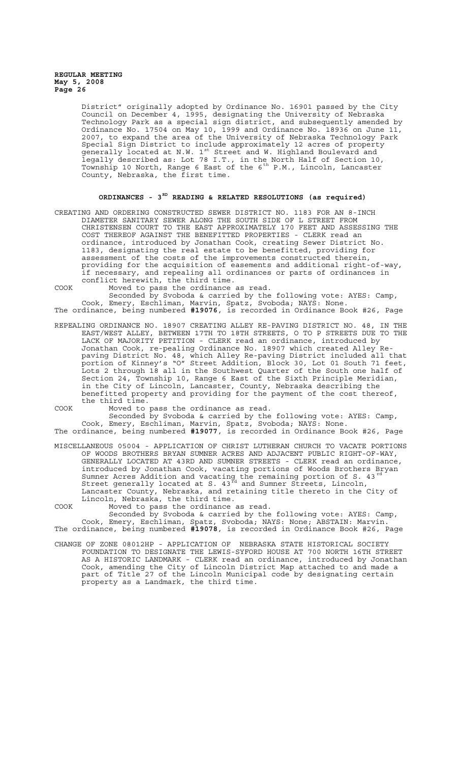District" originally adopted by Ordinance No. 16901 passed by the City Council on December 4, 1995, designating the University of Nebraska Technology Park as a special sign district, and subsequently amended by Ordinance No. 17504 on May 10, 1999 and Ordinance No. 18936 on June 11, 2007, to expand the area of the University of Nebraska Technology Park Special Sign District to include approximately 12 acres of property generally located at N.W. 1st Street and W. Highland Boulevard and legally described as: Lot 78 I.T., in the North Half of Section 10, Township 10 North, Range 6 East of the 6th P.M., Lincoln, Lancaster County, Nebraska, the first time.

## ORDINANCES - 3RD READING & RELATED RESOLUTIONS (as required)

CREATING AND ORDERING CONSTRUCTED SEWER DISTRICT NO. 1183 FOR AN 8-INCH DIAMETER SANITARY SEWER ALONG THE SOUTH SIDE OF L STREET FROM CHRISTENSEN COURT TO THE EAST APPROXIMATELY 170 FEET AND ASSESSING THE COST THEREOF AGAINST THE BENEFITTED PROPERTIES - CLERK read an ordinance, introduced by Jonathan Cook, creating Sewer District No. 1183, designating the real estate to be benefitted, providing for assessment of the costs of the improvements constructed therein, providing for the acquisition of easements and additional right-of-way, if necessary, and repealing all ordinances or parts of ordinances in conflict herewith, the third time.

COOK Moved to pass the ordinance as read.

Seconded by Svoboda & carried by the following vote: AYES: Camp, Cook, Emery, Eschliman, Marvin, Spatz, Svoboda; NAYS: None.

The ordinance, being numbered **#19076**, is recorded in Ordinance Book #26, Page

REPEALING ORDINANCE NO. 18907 CREATING ALLEY RE-PAVING DISTRICT NO. 48, IN THE EAST/WEST ALLEY, BETWEEN 17TH TO 18TH STREETS, O TO P STREETS DUE TO THE LACK OF MAJORITY PETITION - CLERK read an ordinance, introduced by Jonathan Cook, re-pealing Ordinance No. 18907 which created Alley Re-paving District No. 48, which Alley Re-paving District included all that portion of Kinney's "O" Street Addition, Block 30, Lot 01 South 71 feet, Lots 2 through 18 all in the Southwest Quarter of the South one half of Section 24, Township 10, Range 6 East of the Sixth Principle Meridian, in the City of Lincoln, Lancaster, County, Nebraska describing the benefitted property and providing for the payment of the cost thereof, the third time.

COOK Moved to pass the ordinance as read.

Seconded by Svoboda & carried by the following vote: AYES: Camp, Cook, Emery, Eschliman, Marvin, Spatz, Svoboda; NAYS: None.

The ordinance, being numbered **#19077**, is recorded in Ordinance Book #26, Page

MISCELLANEOUS 05004 - APPLICATION OF CHRIST LUTHERAN CHURCH TO VACATE PORTIONS OF WOODS BROTHERS BRYAN SUMNER ACRES AND ADJACENT PUBLIC RIGHT-OF-WAY, GENERALLY LOCATED AT 43RD AND SUMNER STREETS - CLERK read an ordinance, introduced by Jonathan Cook, vacating portions of Woods Brothers Bryan Sumner Acres Addition and vacating the remaining portion of S. 43rd Street generally located at S. 43rd and Sumner Streets, Lincoln, Lancaster County, Nebraska, and retaining title thereto in the City of Lincoln, Nebraska, the third time.

COOK Moved to pass the ordinance as read.

Seconded by Svoboda & carried by the following vote: AYES: Camp, Cook, Emery, Eschliman, Spatz, Svoboda; NAYS: None; ABSTAIN: Marvin.

The ordinance, being numbered **#19078**, is recorded in Ordinance Book #26, Page

CHANGE OF ZONE 08012HP - APPLICATION OF NEBRASKA STATE HISTORICAL SOCIETY FOUNDATION TO DESIGNATE THE LEWIS-SYFORD HOUSE AT 700 NORTH 16TH STREET AS A HISTORIC LANDMARK - CLERK read an ordinance, introduced by Jonathan Cook, amending the City of Lincoln District Map attached to and made a part of Title 27 of the Lincoln Municipal code by designating certain property as a Landmark, the third time.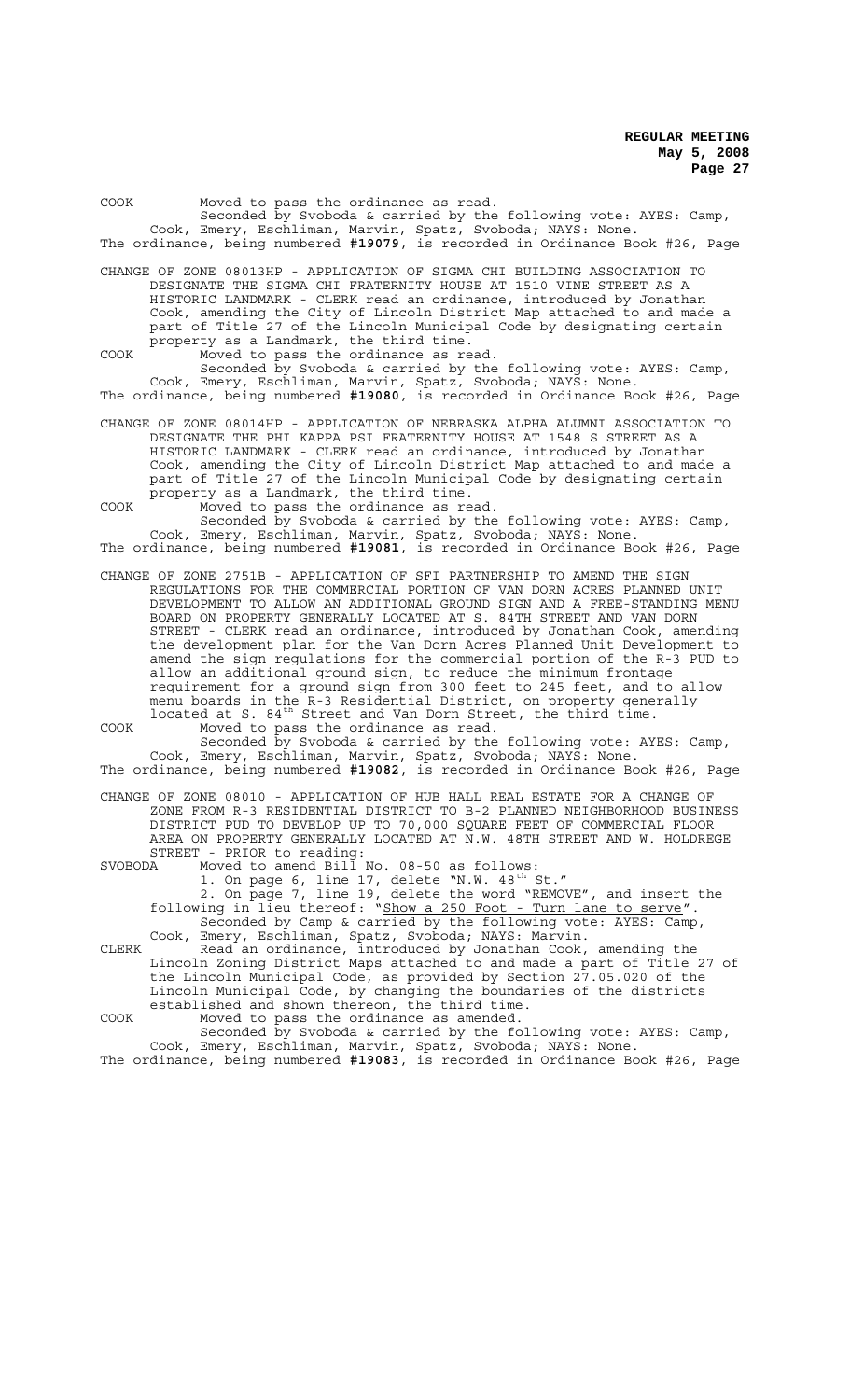COOK Moved to pass the ordinance as read.
Seconded by Svoboda & carried by the following vote: AYES: Camp, Cook, Emery, Eschliman, Marvin, Spatz, Svoboda; NAYS: None.
The ordinance, being numbered **#19079**, is recorded in Ordinance Book #26, Page

CHANGE OF ZONE 08013HP - APPLICATION OF SIGMA CHI BUILDING ASSOCIATION TO DESIGNATE THE SIGMA CHI FRATERNITY HOUSE AT 1510 VINE STREET AS A HISTORIC LANDMARK - CLERK read an ordinance, introduced by Jonathan Cook, amending the City of Lincoln District Map attached to and made a part of Title 27 of the Lincoln Municipal Code by designating certain property as a Landmark, the third time.

COOK Moved to pass the ordinance as read.
Seconded by Svoboda & carried by the following vote: AYES: Camp, Cook, Emery, Eschliman, Marvin, Spatz, Svoboda; NAYS: None.
The ordinance, being numbered **#19080**, is recorded in Ordinance Book #26, Page

CHANGE OF ZONE 08014HP - APPLICATION OF NEBRASKA ALPHA ALUMNI ASSOCIATION TO DESIGNATE THE PHI KAPPA PSI FRATERNITY HOUSE AT 1548 S STREET AS A HISTORIC LANDMARK - CLERK read an ordinance, introduced by Jonathan Cook, amending the City of Lincoln District Map attached to and made a part of Title 27 of the Lincoln Municipal Code by designating certain property as a Landmark, the third time.

COOK Moved to pass the ordinance as read.
Seconded by Svoboda & carried by the following vote: AYES: Camp, Cook, Emery, Eschliman, Marvin, Spatz, Svoboda; NAYS: None.
The ordinance, being numbered **#19081**, is recorded in Ordinance Book #26, Page

CHANGE OF ZONE 2751B - APPLICATION OF SFI PARTNERSHIP TO AMEND THE SIGN REGULATIONS FOR THE COMMERCIAL PORTION OF VAN DORN ACRES PLANNED UNIT DEVELOPMENT TO ALLOW AN ADDITIONAL GROUND SIGN AND A FREE-STANDING MENU BOARD ON PROPERTY GENERALLY LOCATED AT S. 84TH STREET AND VAN DORN STREET - CLERK read an ordinance, introduced by Jonathan Cook, amending the development plan for the Van Dorn Acres Planned Unit Development to amend the sign regulations for the commercial portion of the R-3 PUD to allow an additional ground sign, to reduce the minimum frontage requirement for a ground sign from 300 feet to 245 feet, and to allow menu boards in the R-3 Residential District, on property generally located at S. 84th Street and Van Dorn Street, the third time.

COOK Moved to pass the ordinance as read.
Seconded by Svoboda & carried by the following vote: AYES: Camp, Cook, Emery, Eschliman, Marvin, Spatz, Svoboda; NAYS: None.
The ordinance, being numbered **#19082**, is recorded in Ordinance Book #26, Page

CHANGE OF ZONE 08010 - APPLICATION OF HUB HALL REAL ESTATE FOR A CHANGE OF ZONE FROM R-3 RESIDENTIAL DISTRICT TO B-2 PLANNED NEIGHBORHOOD BUSINESS DISTRICT PUD TO DEVELOP UP TO 70,000 SQUARE FEET OF COMMERCIAL FLOOR AREA ON PROPERTY GENERALLY LOCATED AT N.W. 48TH STREET AND W. HOLDREGE STREET - PRIOR to reading:

SVOBODA Moved to amend Bill No. 08-50 as follows:
1. On page 6, line 17, delete "N.W. 48th St."
2. On page 7, line 19, delete the word "REMOVE", and insert the following in lieu thereof: "Show a 250 Foot - Turn lane to serve".
Seconded by Camp & carried by the following vote: AYES: Camp, Cook, Emery, Eschliman, Spatz, Svoboda; NAYS: Marvin.

CLERK Read an ordinance, introduced by Jonathan Cook, amending the Lincoln Zoning District Maps attached to and made a part of Title 27 of the Lincoln Municipal Code, as provided by Section 27.05.020 of the Lincoln Municipal Code, by changing the boundaries of the districts established and shown thereon, the third time.

COOK Moved to pass the ordinance as amended.
Seconded by Svoboda & carried by the following vote: AYES: Camp, Cook, Emery, Eschliman, Marvin, Spatz, Svoboda; NAYS: None.
The ordinance, being numbered **#19083**, is recorded in Ordinance Book #26, Page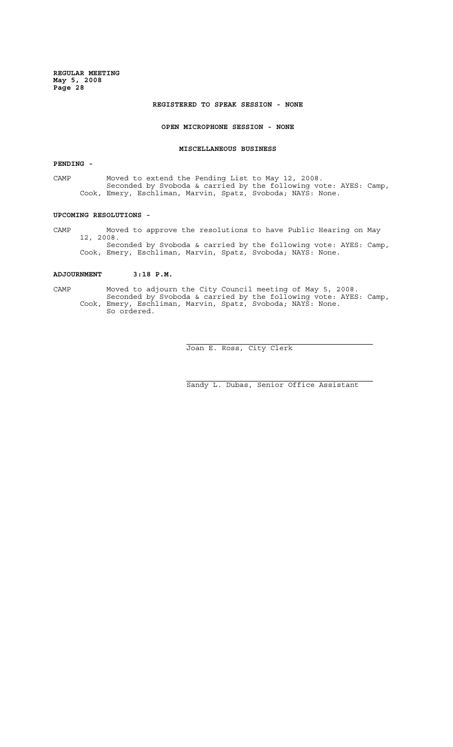**REGISTERED TO SPEAK SESSION - NONE**

**OPEN MICROPHONE SESSION - NONE**

**MISCELLANEOUS BUSINESS**

**PENDING -**

CAMP Moved to extend the Pending List to May 12, 2008.
Seconded by Svoboda & carried by the following vote: AYES: Camp, Cook, Emery, Eschliman, Marvin, Spatz, Svoboda; NAYS: None.

**UPCOMING RESOLUTIONS -**

CAMP Moved to approve the resolutions to have Public Hearing on May 12, 2008.
Seconded by Svoboda & carried by the following vote: AYES: Camp, Cook, Emery, Eschliman, Marvin, Spatz, Svoboda; NAYS: None.

**ADJOURNMENT 3:18 P.M.**

CAMP Moved to adjourn the City Council meeting of May 5, 2008.
Seconded by Svoboda & carried by the following vote: AYES: Camp, Cook, Emery, Eschliman, Marvin, Spatz, Svoboda; NAYS: None.
So ordered.

Joan E. Ross, City Clerk

Sandy L. Dubas, Senior Office Assistant